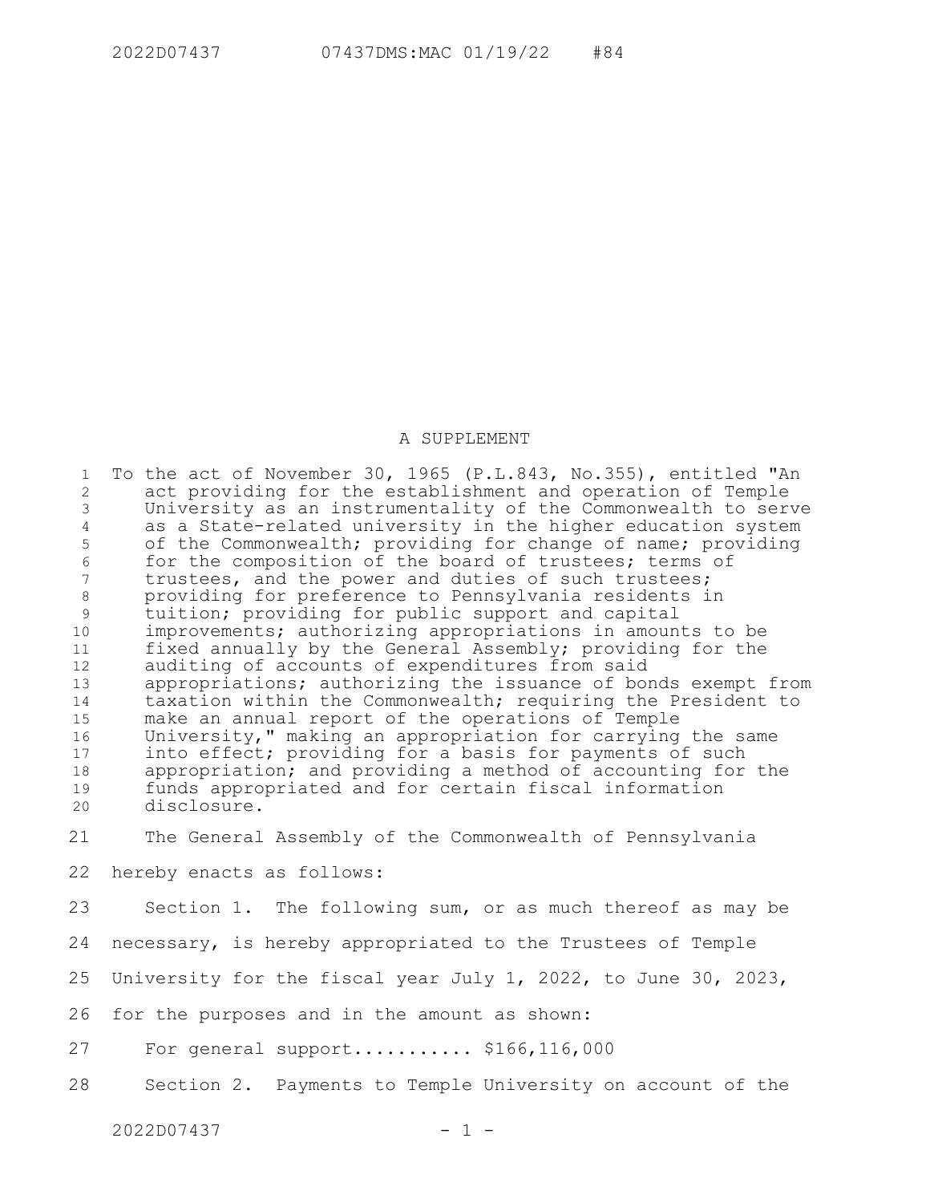A SUPPLEMENT

To the act of November 30, 1965 (P.L.843, No.355), entitled "An act providing for the establishment and operation of Temple University as an instrumentality of the Commonwealth to serve as a State-related university in the higher education system of the Commonwealth; providing for change of name; providing for the composition of the board of trustees; terms of trustees, and the power and duties of such trustees; providing for preference to Pennsylvania residents in tuition; providing for public support and capital improvements; authorizing appropriations in amounts to be fixed annually by the General Assembly; providing for the auditing of accounts of expenditures from said appropriations; authorizing the issuance of bonds exempt from taxation within the Commonwealth; requiring the President to make an annual report of the operations of Temple University," making an appropriation for carrying the same into effect; providing for a basis for payments of such appropriation; and providing a method of accounting for the funds appropriated and for certain fiscal information disclosure.

The General Assembly of the Commonwealth of Pennsylvania hereby enacts as follows:

Section 1. The following sum, or as much thereof as may be necessary, is hereby appropriated to the Trustees of Temple University for the fiscal year July 1, 2022, to June 30, 2023, for the purposes and in the amount as shown:

For general support........... $166,116,000

Section 2. Payments to Temple University on account of the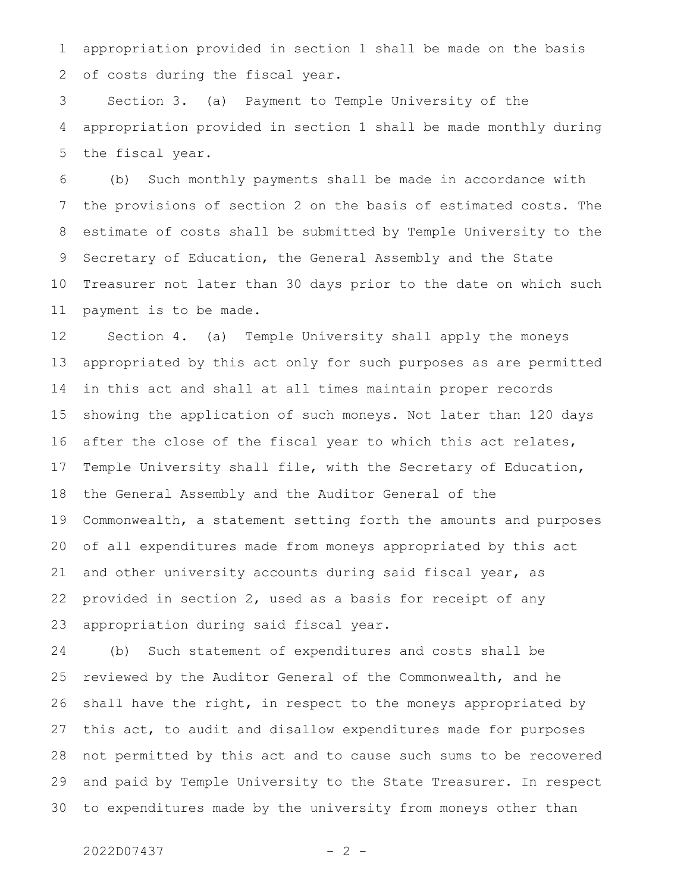appropriation provided in section 1 shall be made on the basis of costs during the fiscal year.

Section 3. (a) Payment to Temple University of the appropriation provided in section 1 shall be made monthly during the fiscal year.

(b) Such monthly payments shall be made in accordance with the provisions of section 2 on the basis of estimated costs. The estimate of costs shall be submitted by Temple University to the Secretary of Education, the General Assembly and the State Treasurer not later than 30 days prior to the date on which such payment is to be made.

Section 4. (a) Temple University shall apply the moneys appropriated by this act only for such purposes as are permitted in this act and shall at all times maintain proper records showing the application of such moneys. Not later than 120 days after the close of the fiscal year to which this act relates, Temple University shall file, with the Secretary of Education, the General Assembly and the Auditor General of the Commonwealth, a statement setting forth the amounts and purposes of all expenditures made from moneys appropriated by this act and other university accounts during said fiscal year, as provided in section 2, used as a basis for receipt of any appropriation during said fiscal year.

(b) Such statement of expenditures and costs shall be reviewed by the Auditor General of the Commonwealth, and he shall have the right, in respect to the moneys appropriated by this act, to audit and disallow expenditures made for purposes not permitted by this act and to cause such sums to be recovered and paid by Temple University to the State Treasurer. In respect to expenditures made by the university from moneys other than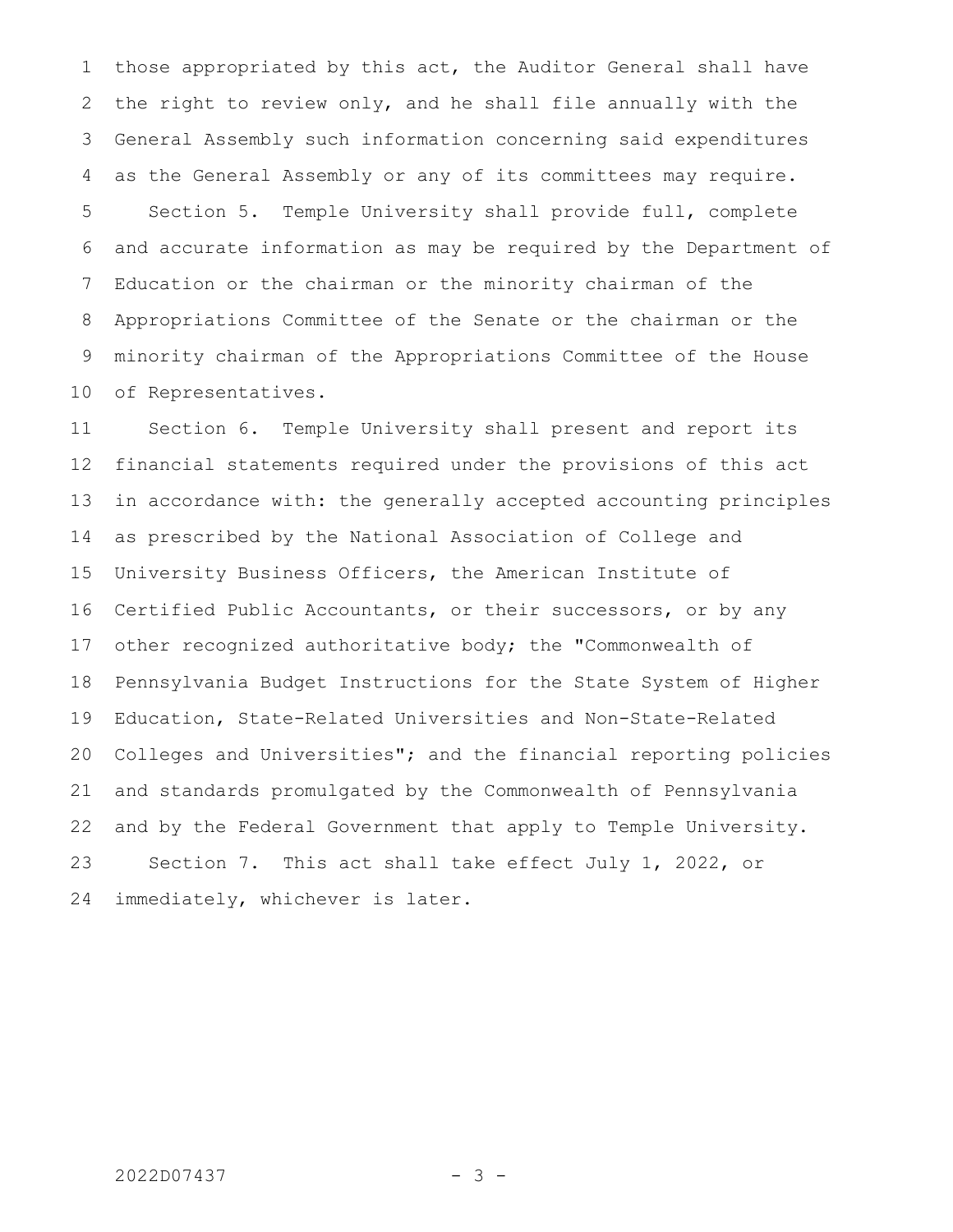those appropriated by this act, the Auditor General shall have the right to review only, and he shall file annually with the General Assembly such information concerning said expenditures as the General Assembly or any of its committees may require.

Section 5. Temple University shall provide full, complete and accurate information as may be required by the Department of Education or the chairman or the minority chairman of the Appropriations Committee of the Senate or the chairman or the minority chairman of the Appropriations Committee of the House of Representatives.

Section 6. Temple University shall present and report its financial statements required under the provisions of this act in accordance with: the generally accepted accounting principles as prescribed by the National Association of College and University Business Officers, the American Institute of Certified Public Accountants, or their successors, or by any other recognized authoritative body; the "Commonwealth of Pennsylvania Budget Instructions for the State System of Higher Education, State-Related Universities and Non-State-Related Colleges and Universities"; and the financial reporting policies and standards promulgated by the Commonwealth of Pennsylvania and by the Federal Government that apply to Temple University.

Section 7. This act shall take effect July 1, 2022, or immediately, whichever is later.